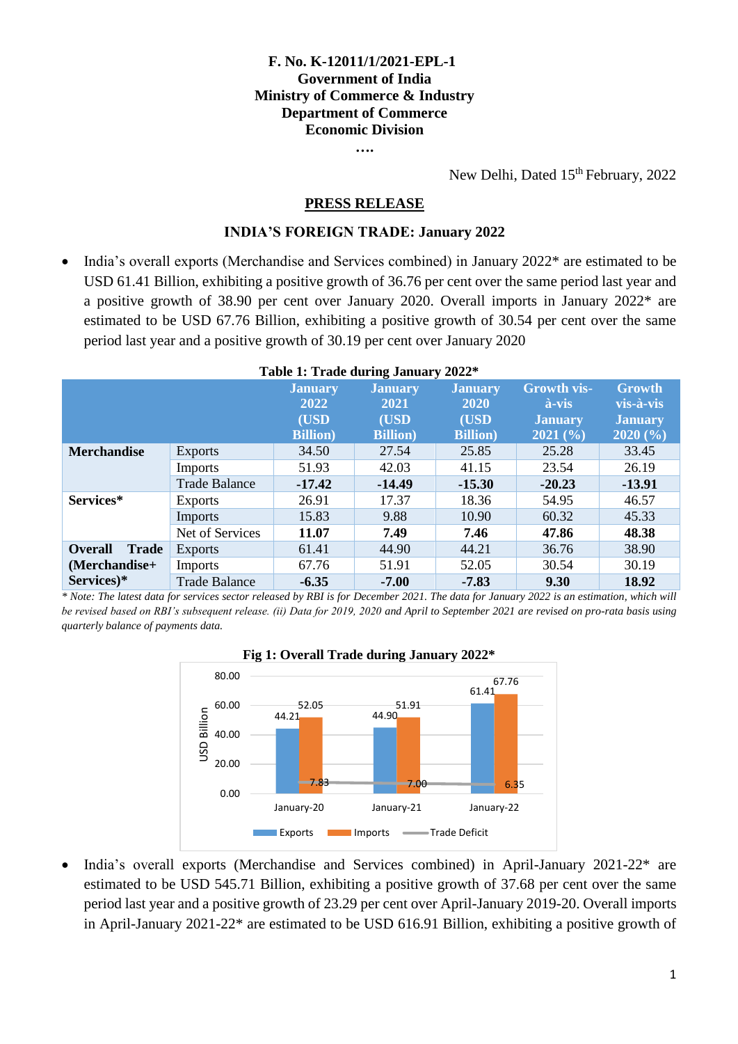**F. No. K-12011/1/2021-EPL-1**
**Government of India**
**Ministry of Commerce & Industry**
**Department of Commerce**
**Economic Division**

….

New Delhi, Dated 15th February, 2022

## PRESS RELEASE

### INDIA'S FOREIGN TRADE: January 2022

- India's overall exports (Merchandise and Services combined) in January 2022* are estimated to be USD 61.41 Billion, exhibiting a positive growth of 36.76 per cent over the same period last year and a positive growth of 38.90 per cent over January 2020. Overall imports in January 2022* are estimated to be USD 67.76 Billion, exhibiting a positive growth of 30.54 per cent over the same period last year and a positive growth of 30.19 per cent over January 2020

**Table 1: Trade during January 2022***

| | | January 2022 (USD Billion) | January 2021 (USD Billion) | January 2020 (USD Billion) | Growth vis-à-vis January 2021 (%) | Growth vis-à-vis January 2020 (%) |
|---|---|---|---|---|---|---|
| **Merchandise** | Exports | 34.50 | 27.54 | 25.85 | 25.28 | 33.45 |
| | Imports | 51.93 | 42.03 | 41.15 | 23.54 | 26.19 |
| | Trade Balance | **-17.42** | **-14.49** | **-15.30** | **-20.23** | **-13.91** |
| **Services*** | Exports | 26.91 | 17.37 | 18.36 | 54.95 | 46.57 |
| | Imports | 15.83 | 9.88 | 10.90 | 60.32 | 45.33 |
| | Net of Services | **11.07** | **7.49** | **7.46** | **47.86** | **48.38** |
| **Overall Trade (Merchandise+ Services)*** | Exports | 61.41 | 44.90 | 44.21 | 36.76 | 38.90 |
| | Imports | 67.76 | 51.91 | 52.05 | 30.54 | 30.19 |
| | Trade Balance | **-6.35** | **-7.00** | **-7.83** | **9.30** | **18.92** |

*\* Note: The latest data for services sector released by RBI is for December 2021. The data for January 2022 is an estimation, which will be revised based on RBI's subsequent release. (ii) Data for 2019, 2020 and April to September 2021 are revised on pro-rata basis using quarterly balance of payments data.*

**Fig 1: Overall Trade during January 2022***

| | Exports | Imports | Trade Deficit |
|---|---|---|---|
| January-20 | 44.21 | 52.05 | 7.83 |
| January-21 | 44.90 | 51.91 | 7.00 |
| January-22 | 61.41 | 67.76 | 6.35 |

- India's overall exports (Merchandise and Services combined) in April-January 2021-22* are estimated to be USD 545.71 Billion, exhibiting a positive growth of 37.68 per cent over the same period last year and a positive growth of 23.29 per cent over April-January 2019-20. Overall imports in April-January 2021-22* are estimated to be USD 616.91 Billion, exhibiting a positive growth of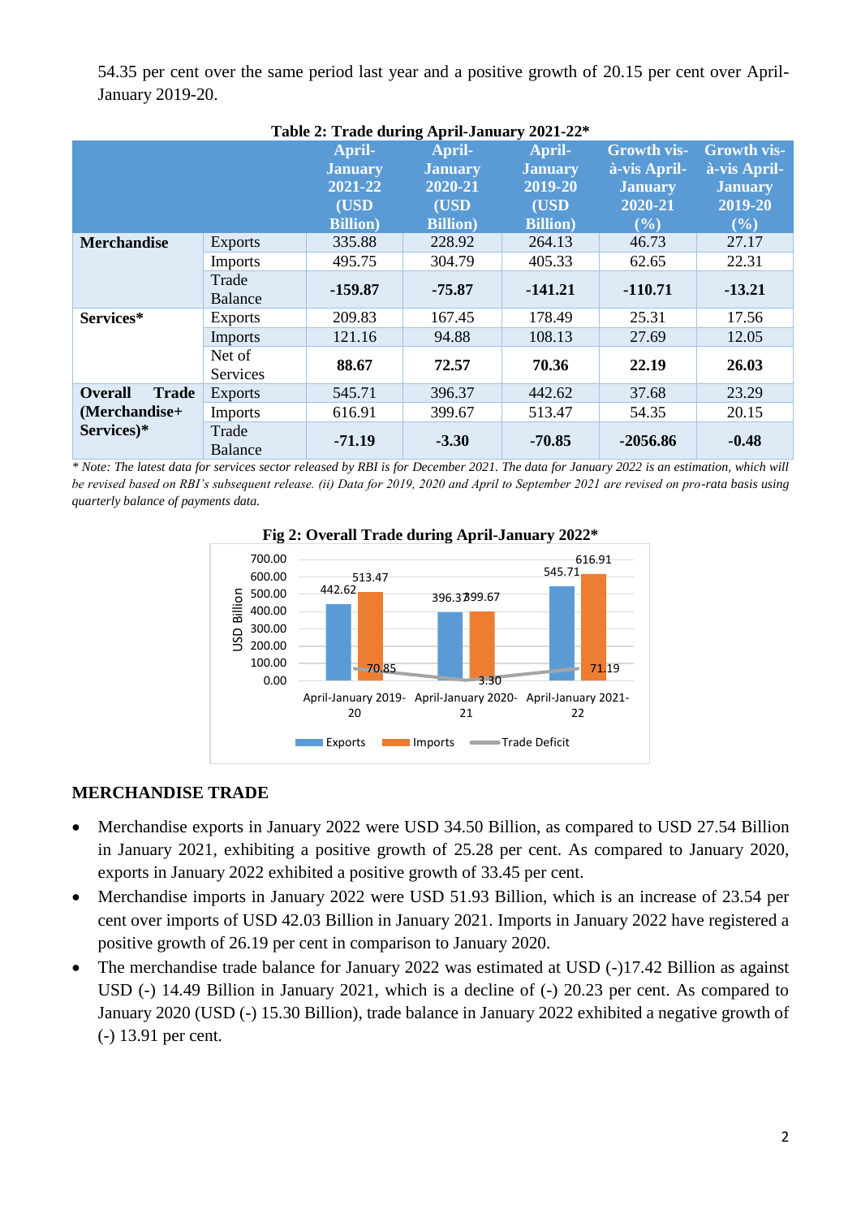54.35 per cent over the same period last year and a positive growth of 20.15 per cent over April-January 2019-20.

**Table 2: Trade during April-January 2021-22***

| | | April-January 2021-22 (USD Billion) | April-January 2020-21 (USD Billion) | April-January 2019-20 (USD Billion) | Growth vis-à-vis April-January 2020-21 (%) | Growth vis-à-vis April-January 2019-20 (%) |
|---|---|---|---|---|---|---|
| **Merchandise** | Exports | 335.88 | 228.92 | 264.13 | 46.73 | 27.17 |
| | Imports | 495.75 | 304.79 | 405.33 | 62.65 | 22.31 |
| | Trade Balance | **-159.87** | **-75.87** | **-141.21** | **-110.71** | **-13.21** |
| **Services*** | Exports | 209.83 | 167.45 | 178.49 | 25.31 | 17.56 |
| | Imports | 121.16 | 94.88 | 108.13 | 27.69 | 12.05 |
| | Net of Services | **88.67** | **72.57** | **70.36** | **22.19** | **26.03** |
| **Overall Trade (Merchandise+ Services)*** | Exports | 545.71 | 396.37 | 442.62 | 37.68 | 23.29 |
| | Imports | 616.91 | 399.67 | 513.47 | 54.35 | 20.15 |
| | Trade Balance | **-71.19** | **-3.30** | **-70.85** | **-2056.86** | **-0.48** |

*\* Note: The latest data for services sector released by RBI is for December 2021. The data for January 2022 is an estimation, which will be revised based on RBI's subsequent release. (ii) Data for 2019, 2020 and April to September 2021 are revised on pro-rata basis using quarterly balance of payments data.*

**Fig 2: Overall Trade during April-January 2022***

| | April-January 2019-20 | April-January 2020-21 | April-January 2021-22 |
|---|---|---|---|
| Exports (USD Billion) | 442.62 | 396.37 | 545.71 |
| Imports (USD Billion) | 513.47 | 399.67 | 616.91 |
| Trade Deficit (USD Billion) | 70.85 | 3.30 | 71.19 |

## MERCHANDISE TRADE

- Merchandise exports in January 2022 were USD 34.50 Billion, as compared to USD 27.54 Billion in January 2021, exhibiting a positive growth of 25.28 per cent. As compared to January 2020, exports in January 2022 exhibited a positive growth of 33.45 per cent.
- Merchandise imports in January 2022 were USD 51.93 Billion, which is an increase of 23.54 per cent over imports of USD 42.03 Billion in January 2021. Imports in January 2022 have registered a positive growth of 26.19 per cent in comparison to January 2020.
- The merchandise trade balance for January 2022 was estimated at USD (-)17.42 Billion as against USD (-) 14.49 Billion in January 2021, which is a decline of (-) 20.23 per cent. As compared to January 2020 (USD (-) 15.30 Billion), trade balance in January 2022 exhibited a negative growth of (-) 13.91 per cent.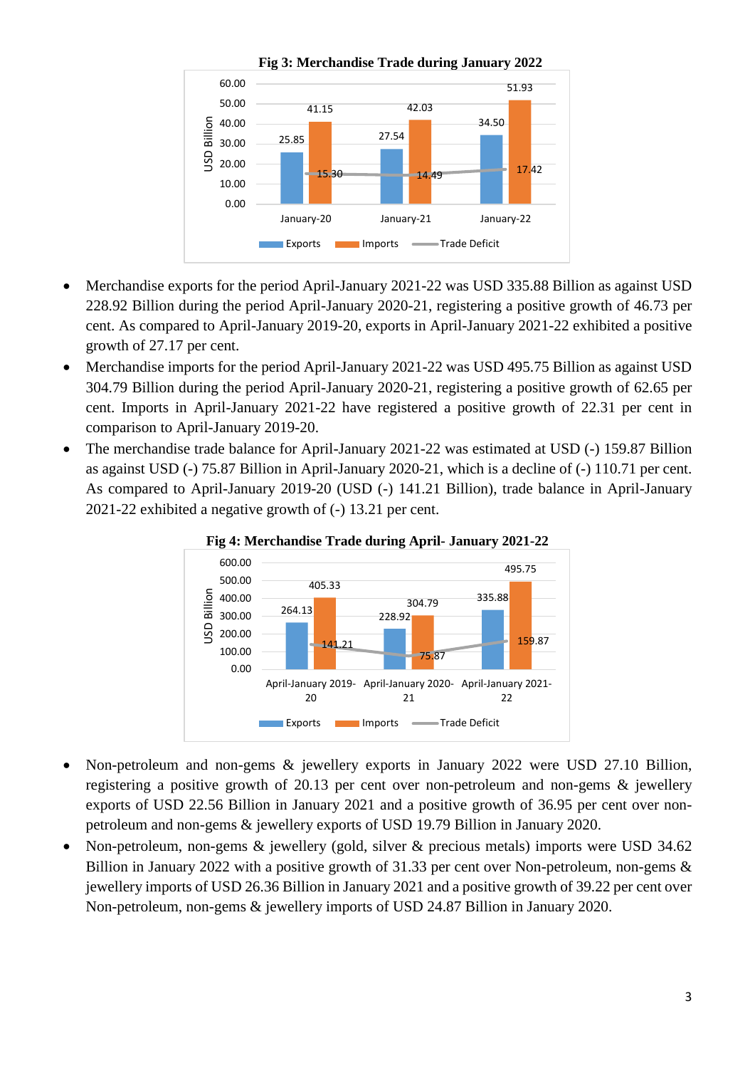**Fig 3: Merchandise Trade during January 2022**

| | Exports | Imports | Trade Deficit |
|---|---|---|---|
| January-20 | 25.85 | 41.15 | 15.30 |
| January-21 | 27.54 | 42.03 | 14.49 |
| January-22 | 34.50 | 51.93 | 17.42 |

- Merchandise exports for the period April-January 2021-22 was USD 335.88 Billion as against USD 228.92 Billion during the period April-January 2020-21, registering a positive growth of 46.73 per cent. As compared to April-January 2019-20, exports in April-January 2021-22 exhibited a positive growth of 27.17 per cent.
- Merchandise imports for the period April-January 2021-22 was USD 495.75 Billion as against USD 304.79 Billion during the period April-January 2020-21, registering a positive growth of 62.65 per cent. Imports in April-January 2021-22 have registered a positive growth of 22.31 per cent in comparison to April-January 2019-20.
- The merchandise trade balance for April-January 2021-22 was estimated at USD (-) 159.87 Billion as against USD (-) 75.87 Billion in April-January 2020-21, which is a decline of (-) 110.71 per cent. As compared to April-January 2019-20 (USD (-) 141.21 Billion), trade balance in April-January 2021-22 exhibited a negative growth of (-) 13.21 per cent.

**Fig 4: Merchandise Trade during April- January 2021-22**

| | Exports | Imports | Trade Deficit |
|---|---|---|---|
| April-January 2019-20 | 264.13 | 405.33 | 141.21 |
| April-January 2020-21 | 228.92 | 304.79 | 75.87 |
| April-January 2021-22 | 335.88 | 495.75 | 159.87 |

- Non-petroleum and non-gems & jewellery exports in January 2022 were USD 27.10 Billion, registering a positive growth of 20.13 per cent over non-petroleum and non-gems & jewellery exports of USD 22.56 Billion in January 2021 and a positive growth of 36.95 per cent over non-petroleum and non-gems & jewellery exports of USD 19.79 Billion in January 2020.
- Non-petroleum, non-gems & jewellery (gold, silver & precious metals) imports were USD 34.62 Billion in January 2022 with a positive growth of 31.33 per cent over Non-petroleum, non-gems & jewellery imports of USD 26.36 Billion in January 2021 and a positive growth of 39.22 per cent over Non-petroleum, non-gems & jewellery imports of USD 24.87 Billion in January 2020.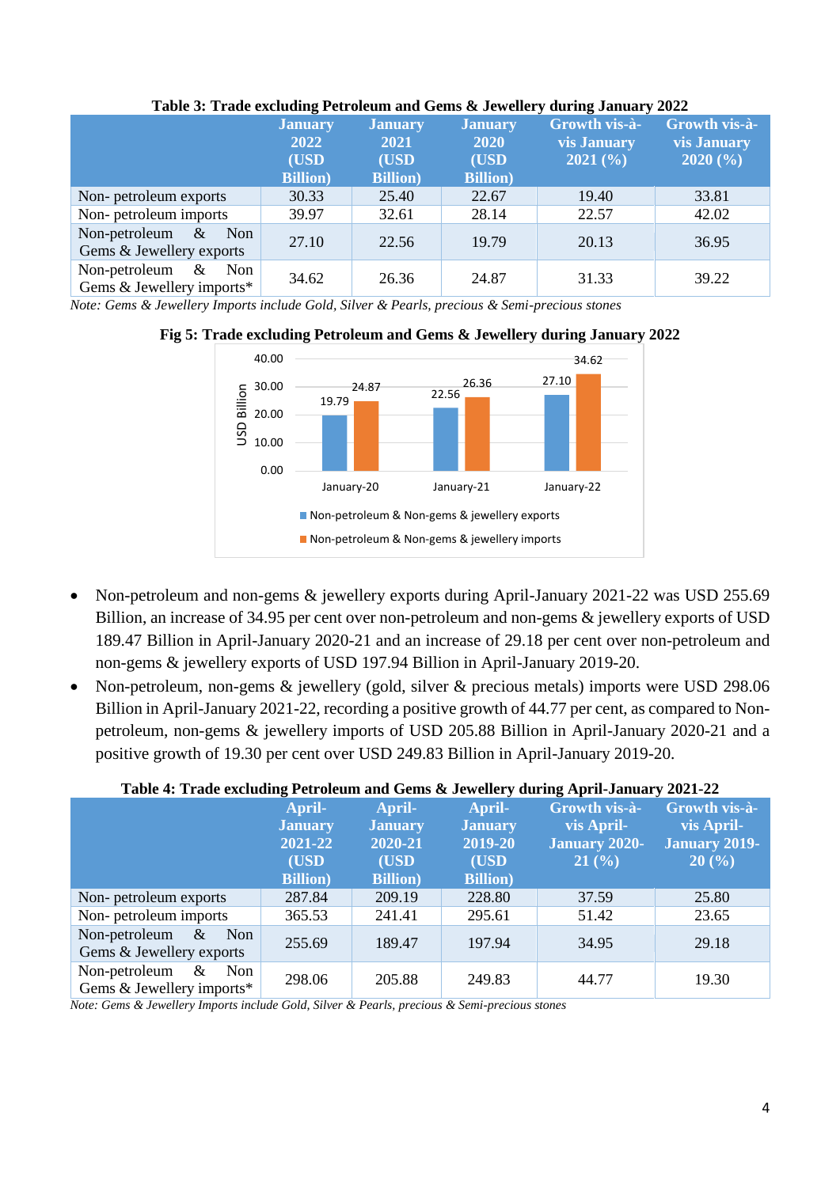**Table 3: Trade excluding Petroleum and Gems & Jewellery during January 2022**

| | January 2022 (USD Billion) | January 2021 (USD Billion) | January 2020 (USD Billion) | Growth vis-à-vis January 2021 (%) | Growth vis-à-vis January 2020 (%) |
|---|---|---|---|---|---|
| Non- petroleum exports | 30.33 | 25.40 | 22.67 | 19.40 | 33.81 |
| Non- petroleum imports | 39.97 | 32.61 | 28.14 | 22.57 | 42.02 |
| Non-petroleum & Non Gems & Jewellery exports | 27.10 | 22.56 | 19.79 | 20.13 | 36.95 |
| Non-petroleum & Non Gems & Jewellery imports* | 34.62 | 26.36 | 24.87 | 31.33 | 39.22 |

*Note: Gems & Jewellery Imports include Gold, Silver & Pearls, precious & Semi-precious stones*

**Fig 5: Trade excluding Petroleum and Gems & Jewellery during January 2022**

| | January-20 | January-21 | January-22 |
|---|---|---|---|
| Non-petroleum & Non-gems & jewellery exports | 19.79 | 22.56 | 27.10 |
| Non-petroleum & Non-gems & jewellery imports | 24.87 | 26.36 | 34.62 |

- Non-petroleum and non-gems & jewellery exports during April-January 2021-22 was USD 255.69 Billion, an increase of 34.95 per cent over non-petroleum and non-gems & jewellery exports of USD 189.47 Billion in April-January 2020-21 and an increase of 29.18 per cent over non-petroleum and non-gems & jewellery exports of USD 197.94 Billion in April-January 2019-20.
- Non-petroleum, non-gems & jewellery (gold, silver & precious metals) imports were USD 298.06 Billion in April-January 2021-22, recording a positive growth of 44.77 per cent, as compared to Non-petroleum, non-gems & jewellery imports of USD 205.88 Billion in April-January 2020-21 and a positive growth of 19.30 per cent over USD 249.83 Billion in April-January 2019-20.

**Table 4: Trade excluding Petroleum and Gems & Jewellery during April-January 2021-22**

| | April-January 2021-22 (USD Billion) | April-January 2020-21 (USD Billion) | April-January 2019-20 (USD Billion) | Growth vis-à-vis April-January 2020-21 (%) | Growth vis-à-vis April-January 2019-20 (%) |
|---|---|---|---|---|---|
| Non- petroleum exports | 287.84 | 209.19 | 228.80 | 37.59 | 25.80 |
| Non- petroleum imports | 365.53 | 241.41 | 295.61 | 51.42 | 23.65 |
| Non-petroleum & Non Gems & Jewellery exports | 255.69 | 189.47 | 197.94 | 34.95 | 29.18 |
| Non-petroleum & Non Gems & Jewellery imports* | 298.06 | 205.88 | 249.83 | 44.77 | 19.30 |

*Note: Gems & Jewellery Imports include Gold, Silver & Pearls, precious & Semi-precious stones*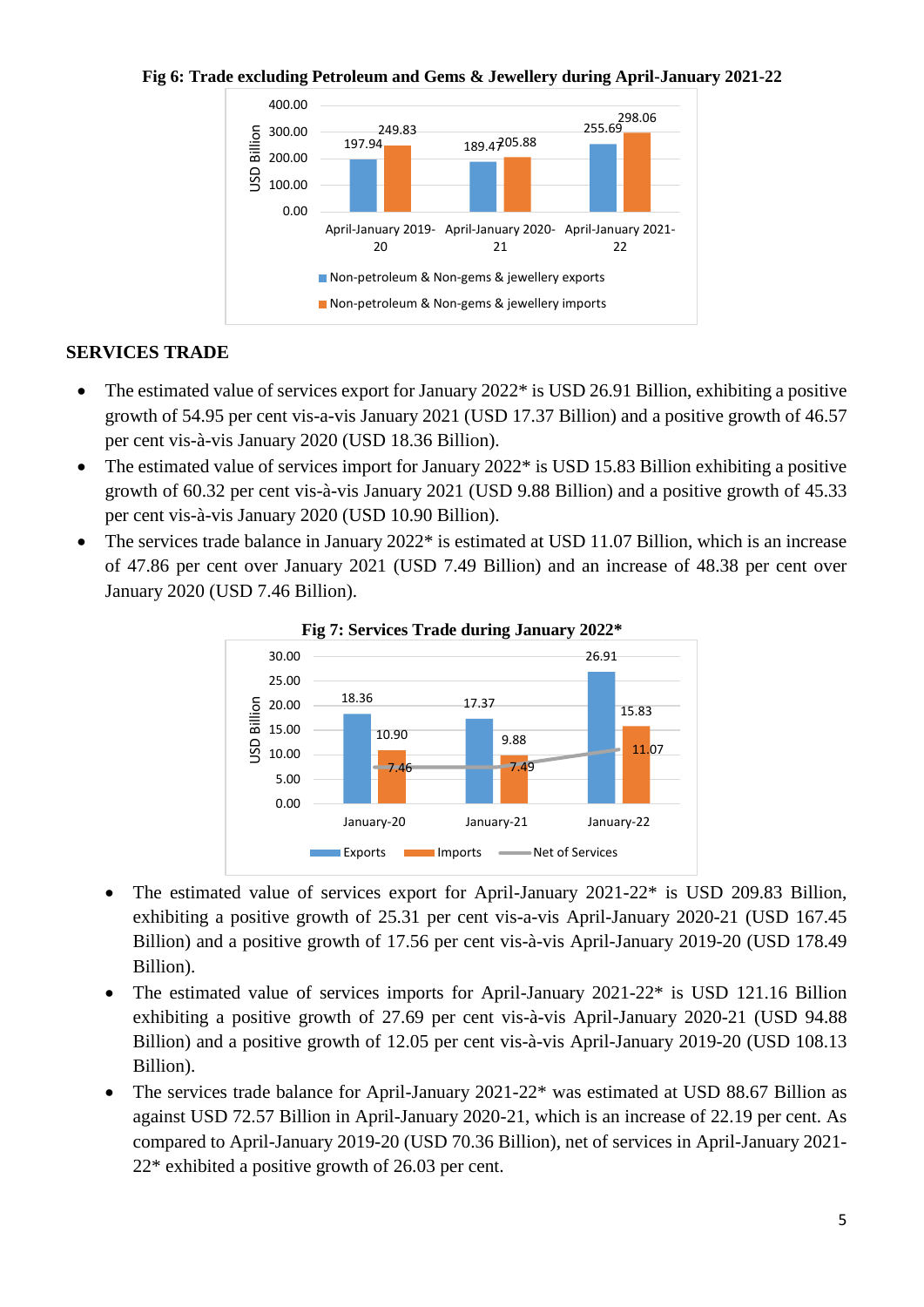**Fig 6: Trade excluding Petroleum and Gems & Jewellery during April-January 2021-22**

| | April-January 2019-20 | April-January 2020-21 | April-January 2021-22 |
|---|---|---|---|
| Non-petroleum & Non-gems & jewellery exports | 197.94 | 189.47 | 255.69 |
| Non-petroleum & Non-gems & jewellery imports | 249.83 | 205.88 | 298.06 |

## SERVICES TRADE

- The estimated value of services export for January 2022* is USD 26.91 Billion, exhibiting a positive growth of 54.95 per cent vis-a-vis January 2021 (USD 17.37 Billion) and a positive growth of 46.57 per cent vis-à-vis January 2020 (USD 18.36 Billion).
- The estimated value of services import for January 2022* is USD 15.83 Billion exhibiting a positive growth of 60.32 per cent vis-à-vis January 2021 (USD 9.88 Billion) and a positive growth of 45.33 per cent vis-à-vis January 2020 (USD 10.90 Billion).
- The services trade balance in January 2022* is estimated at USD 11.07 Billion, which is an increase of 47.86 per cent over January 2021 (USD 7.49 Billion) and an increase of 48.38 per cent over January 2020 (USD 7.46 Billion).

**Fig 7: Services Trade during January 2022***

| | January-20 | January-21 | January-22 |
|---|---|---|---|
| Exports | 18.36 | 17.37 | 26.91 |
| Imports | 10.90 | 9.88 | 15.83 |
| Net of Services | 7.46 | 7.49 | 11.07 |

- The estimated value of services export for April-January 2021-22* is USD 209.83 Billion, exhibiting a positive growth of 25.31 per cent vis-a-vis April-January 2020-21 (USD 167.45 Billion) and a positive growth of 17.56 per cent vis-à-vis April-January 2019-20 (USD 178.49 Billion).
- The estimated value of services imports for April-January 2021-22* is USD 121.16 Billion exhibiting a positive growth of 27.69 per cent vis-à-vis April-January 2020-21 (USD 94.88 Billion) and a positive growth of 12.05 per cent vis-à-vis April-January 2019-20 (USD 108.13 Billion).
- The services trade balance for April-January 2021-22* was estimated at USD 88.67 Billion as against USD 72.57 Billion in April-January 2020-21, which is an increase of 22.19 per cent. As compared to April-January 2019-20 (USD 70.36 Billion), net of services in April-January 2021-22* exhibited a positive growth of 26.03 per cent.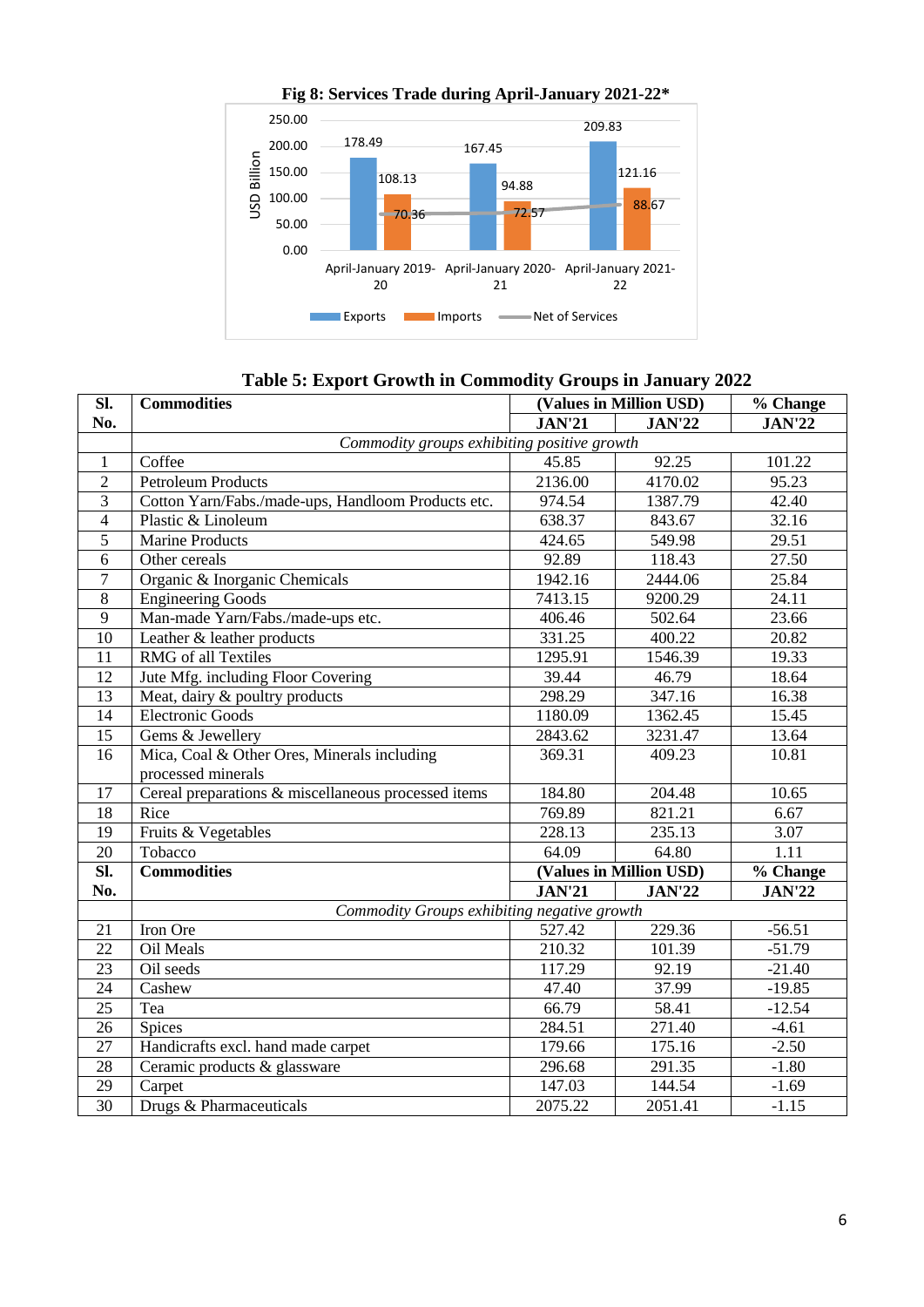**Fig 8: Services Trade during April-January 2021-22***

| | April-January 2019-20 | April-January 2020-21 | April-January 2021-22 |
|---|---|---|---|
| Exports | 178.49 | 167.45 | 209.83 |
| Imports | 108.13 | 94.88 | 121.16 |
| Net of Services | 70.36 | 72.57 | 88.67 |

(USD Billion)

**Table 5: Export Growth in Commodity Groups in January 2022**

| Sl. No. | Commodities | (Values in Million USD) JAN'21 | JAN'22 | % Change JAN'22 |
|---|---|---|---|---|
| | *Commodity groups exhibiting positive growth* | | | |
| 1 | Coffee | 45.85 | 92.25 | 101.22 |
| 2 | Petroleum Products | 2136.00 | 4170.02 | 95.23 |
| 3 | Cotton Yarn/Fabs./made-ups, Handloom Products etc. | 974.54 | 1387.79 | 42.40 |
| 4 | Plastic & Linoleum | 638.37 | 843.67 | 32.16 |
| 5 | Marine Products | 424.65 | 549.98 | 29.51 |
| 6 | Other cereals | 92.89 | 118.43 | 27.50 |
| 7 | Organic & Inorganic Chemicals | 1942.16 | 2444.06 | 25.84 |
| 8 | Engineering Goods | 7413.15 | 9200.29 | 24.11 |
| 9 | Man-made Yarn/Fabs./made-ups etc. | 406.46 | 502.64 | 23.66 |
| 10 | Leather & leather products | 331.25 | 400.22 | 20.82 |
| 11 | RMG of all Textiles | 1295.91 | 1546.39 | 19.33 |
| 12 | Jute Mfg. including Floor Covering | 39.44 | 46.79 | 18.64 |
| 13 | Meat, dairy & poultry products | 298.29 | 347.16 | 16.38 |
| 14 | Electronic Goods | 1180.09 | 1362.45 | 15.45 |
| 15 | Gems & Jewellery | 2843.62 | 3231.47 | 13.64 |
| 16 | Mica, Coal & Other Ores, Minerals including processed minerals | 369.31 | 409.23 | 10.81 |
| 17 | Cereal preparations & miscellaneous processed items | 184.80 | 204.48 | 10.65 |
| 18 | Rice | 769.89 | 821.21 | 6.67 |
| 19 | Fruits & Vegetables | 228.13 | 235.13 | 3.07 |
| 20 | Tobacco | 64.09 | 64.80 | 1.11 |
| **Sl. No.** | **Commodities** | **(Values in Million USD) JAN'21** | **JAN'22** | **% Change JAN'22** |
| | *Commodity Groups exhibiting negative growth* | | | |
| 21 | Iron Ore | 527.42 | 229.36 | -56.51 |
| 22 | Oil Meals | 210.32 | 101.39 | -51.79 |
| 23 | Oil seeds | 117.29 | 92.19 | -21.40 |
| 24 | Cashew | 47.40 | 37.99 | -19.85 |
| 25 | Tea | 66.79 | 58.41 | -12.54 |
| 26 | Spices | 284.51 | 271.40 | -4.61 |
| 27 | Handicrafts excl. hand made carpet | 179.66 | 175.16 | -2.50 |
| 28 | Ceramic products & glassware | 296.68 | 291.35 | -1.80 |
| 29 | Carpet | 147.03 | 144.54 | -1.69 |
| 30 | Drugs & Pharmaceuticals | 2075.22 | 2051.41 | -1.15 |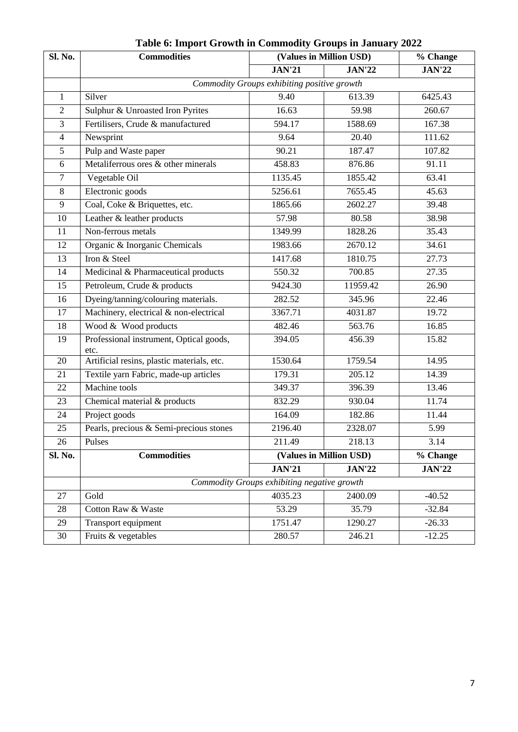**Table 6: Import Growth in Commodity Groups in January 2022**

| Sl. No. | Commodities | (Values in Million USD) | | % Change |
|---|---|---|---|---|
| | | **JAN'21** | **JAN'22** | **JAN'22** |
| | *Commodity Groups exhibiting positive growth* | | | |
| 1 | Silver | 9.40 | 613.39 | 6425.43 |
| 2 | Sulphur & Unroasted Iron Pyrites | 16.63 | 59.98 | 260.67 |
| 3 | Fertilisers, Crude & manufactured | 594.17 | 1588.69 | 167.38 |
| 4 | Newsprint | 9.64 | 20.40 | 111.62 |
| 5 | Pulp and Waste paper | 90.21 | 187.47 | 107.82 |
| 6 | Metaliferrous ores & other minerals | 458.83 | 876.86 | 91.11 |
| 7 | Vegetable Oil | 1135.45 | 1855.42 | 63.41 |
| 8 | Electronic goods | 5256.61 | 7655.45 | 45.63 |
| 9 | Coal, Coke & Briquettes, etc. | 1865.66 | 2602.27 | 39.48 |
| 10 | Leather & leather products | 57.98 | 80.58 | 38.98 |
| 11 | Non-ferrous metals | 1349.99 | 1828.26 | 35.43 |
| 12 | Organic & Inorganic Chemicals | 1983.66 | 2670.12 | 34.61 |
| 13 | Iron & Steel | 1417.68 | 1810.75 | 27.73 |
| 14 | Medicinal & Pharmaceutical products | 550.32 | 700.85 | 27.35 |
| 15 | Petroleum, Crude & products | 9424.30 | 11959.42 | 26.90 |
| 16 | Dyeing/tanning/colouring materials. | 282.52 | 345.96 | 22.46 |
| 17 | Machinery, electrical & non-electrical | 3367.71 | 4031.87 | 19.72 |
| 18 | Wood & Wood products | 482.46 | 563.76 | 16.85 |
| 19 | Professional instrument, Optical goods, etc. | 394.05 | 456.39 | 15.82 |
| 20 | Artificial resins, plastic materials, etc. | 1530.64 | 1759.54 | 14.95 |
| 21 | Textile yarn Fabric, made-up articles | 179.31 | 205.12 | 14.39 |
| 22 | Machine tools | 349.37 | 396.39 | 13.46 |
| 23 | Chemical material & products | 832.29 | 930.04 | 11.74 |
| 24 | Project goods | 164.09 | 182.86 | 11.44 |
| 25 | Pearls, precious & Semi-precious stones | 2196.40 | 2328.07 | 5.99 |
| 26 | Pulses | 211.49 | 218.13 | 3.14 |
| **Sl. No.** | **Commodities** | **(Values in Million USD)** | | **% Change** |
| | | **JAN'21** | **JAN'22** | **JAN'22** |
| | *Commodity Groups exhibiting negative growth* | | | |
| 27 | Gold | 4035.23 | 2400.09 | -40.52 |
| 28 | Cotton Raw & Waste | 53.29 | 35.79 | -32.84 |
| 29 | Transport equipment | 1751.47 | 1290.27 | -26.33 |
| 30 | Fruits & vegetables | 280.57 | 246.21 | -12.25 |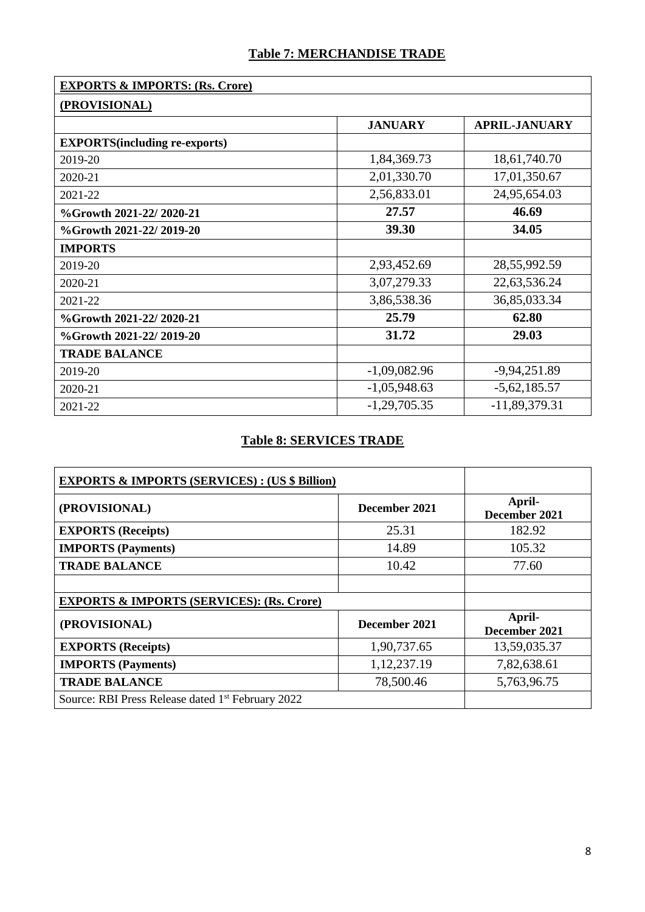## Table 7: MERCHANDISE TRADE

| EXPORTS & IMPORTS: (Rs. Crore) | | |
|---|---|---|
| (PROVISIONAL) | | |
| | JANUARY | APRIL-JANUARY |
| **EXPORTS(including re-exports)** | | |
| 2019-20 | 1,84,369.73 | 18,61,740.70 |
| 2020-21 | 2,01,330.70 | 17,01,350.67 |
| 2021-22 | 2,56,833.01 | 24,95,654.03 |
| **%Growth 2021-22/ 2020-21** | **27.57** | **46.69** |
| **%Growth 2021-22/ 2019-20** | **39.30** | **34.05** |
| **IMPORTS** | | |
| 2019-20 | 2,93,452.69 | 28,55,992.59 |
| 2020-21 | 3,07,279.33 | 22,63,536.24 |
| 2021-22 | 3,86,538.36 | 36,85,033.34 |
| **%Growth 2021-22/ 2020-21** | **25.79** | **62.80** |
| **%Growth 2021-22/ 2019-20** | **31.72** | **29.03** |
| **TRADE BALANCE** | | |
| 2019-20 | -1,09,082.96 | -9,94,251.89 |
| 2020-21 | -1,05,948.63 | -5,62,185.57 |
| 2021-22 | -1,29,705.35 | -11,89,379.31 |

## Table 8: SERVICES TRADE

| EXPORTS & IMPORTS (SERVICES) : (US $ Billion) | | |
|---|---|---|
| **(PROVISIONAL)** | **December 2021** | **April-December 2021** |
| **EXPORTS (Receipts)** | 25.31 | 182.92 |
| **IMPORTS (Payments)** | 14.89 | 105.32 |
| **TRADE BALANCE** | 10.42 | 77.60 |
| | | |
| **EXPORTS & IMPORTS (SERVICES): (Rs. Crore)** | | |
| **(PROVISIONAL)** | **December 2021** | **April-December 2021** |
| **EXPORTS (Receipts)** | 1,90,737.65 | 13,59,035.37 |
| **IMPORTS (Payments)** | 1,12,237.19 | 7,82,638.61 |
| **TRADE BALANCE** | 78,500.46 | 5,763,96.75 |
| Source: RBI Press Release dated 1st February 2022 | | |